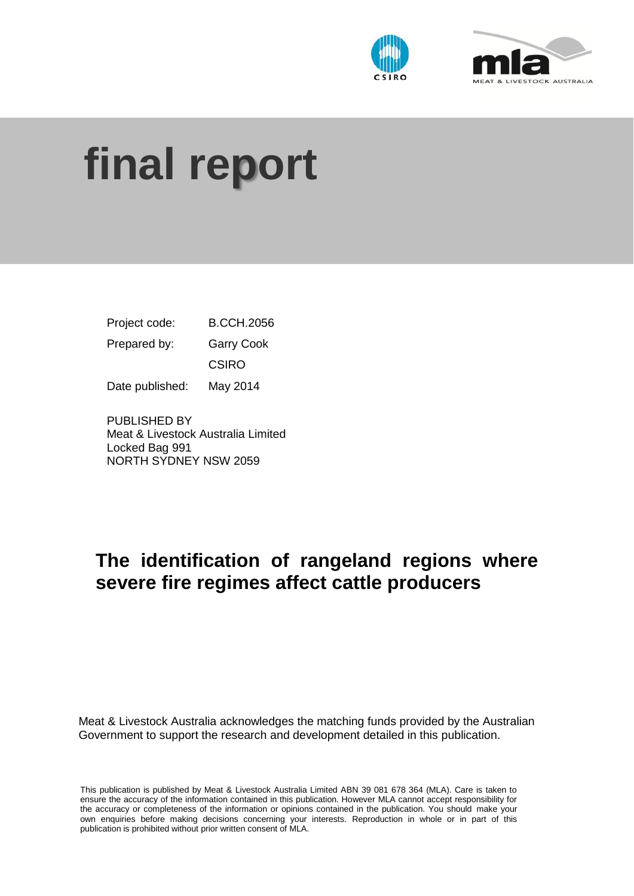# final report

| | |
|---|---|
| Project code: | B.CCH.2056 |
| Prepared by: | Garry Cook |
| | CSIRO |
| Date published: | May 2014 |

PUBLISHED BY
Meat & Livestock Australia Limited
Locked Bag 991
NORTH SYDNEY NSW 2059

## The identification of rangeland regions where severe fire regimes affect cattle producers

Meat & Livestock Australia acknowledges the matching funds provided by the Australian Government to support the research and development detailed in this publication.

This publication is published by Meat & Livestock Australia Limited ABN 39 081 678 364 (MLA). Care is taken to ensure the accuracy of the information contained in this publication. However MLA cannot accept responsibility for the accuracy or completeness of the information or opinions contained in the publication. You should make your own enquiries before making decisions concerning your interests. Reproduction in whole or in part of this publication is prohibited without prior written consent of MLA.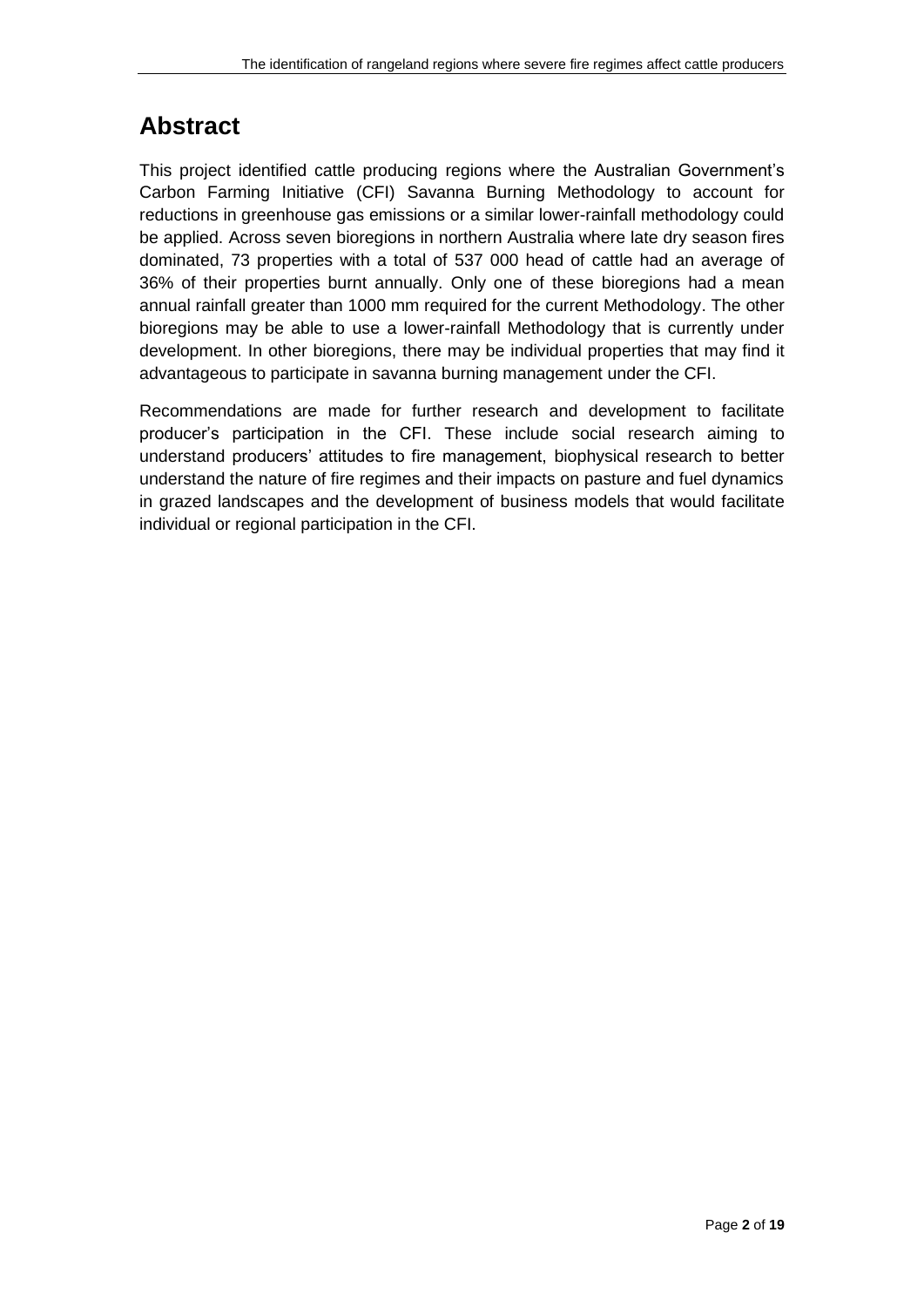# Abstract

This project identified cattle producing regions where the Australian Government's Carbon Farming Initiative (CFI) Savanna Burning Methodology to account for reductions in greenhouse gas emissions or a similar lower-rainfall methodology could be applied. Across seven bioregions in northern Australia where late dry season fires dominated, 73 properties with a total of 537 000 head of cattle had an average of 36% of their properties burnt annually. Only one of these bioregions had a mean annual rainfall greater than 1000 mm required for the current Methodology. The other bioregions may be able to use a lower-rainfall Methodology that is currently under development. In other bioregions, there may be individual properties that may find it advantageous to participate in savanna burning management under the CFI.

Recommendations are made for further research and development to facilitate producer's participation in the CFI. These include social research aiming to understand producers' attitudes to fire management, biophysical research to better understand the nature of fire regimes and their impacts on pasture and fuel dynamics in grazed landscapes and the development of business models that would facilitate individual or regional participation in the CFI.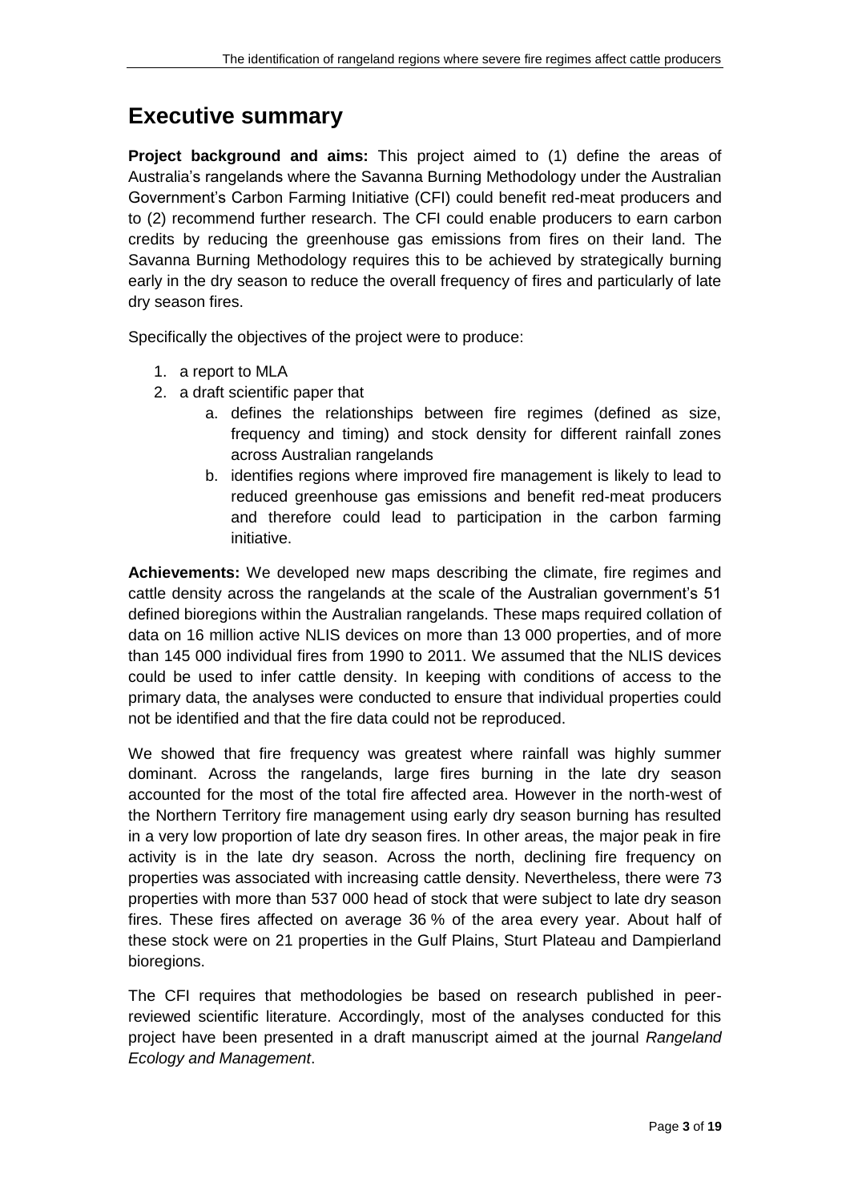## Executive summary

**Project background and aims:** This project aimed to (1) define the areas of Australia's rangelands where the Savanna Burning Methodology under the Australian Government's Carbon Farming Initiative (CFI) could benefit red-meat producers and to (2) recommend further research. The CFI could enable producers to earn carbon credits by reducing the greenhouse gas emissions from fires on their land. The Savanna Burning Methodology requires this to be achieved by strategically burning early in the dry season to reduce the overall frequency of fires and particularly of late dry season fires.

Specifically the objectives of the project were to produce:

1. a report to MLA
2. a draft scientific paper that
   a. defines the relationships between fire regimes (defined as size, frequency and timing) and stock density for different rainfall zones across Australian rangelands
   b. identifies regions where improved fire management is likely to lead to reduced greenhouse gas emissions and benefit red-meat producers and therefore could lead to participation in the carbon farming initiative.

**Achievements:** We developed new maps describing the climate, fire regimes and cattle density across the rangelands at the scale of the Australian government's 51 defined bioregions within the Australian rangelands. These maps required collation of data on 16 million active NLIS devices on more than 13 000 properties, and of more than 145 000 individual fires from 1990 to 2011. We assumed that the NLIS devices could be used to infer cattle density. In keeping with conditions of access to the primary data, the analyses were conducted to ensure that individual properties could not be identified and that the fire data could not be reproduced.

We showed that fire frequency was greatest where rainfall was highly summer dominant. Across the rangelands, large fires burning in the late dry season accounted for the most of the total fire affected area. However in the north-west of the Northern Territory fire management using early dry season burning has resulted in a very low proportion of late dry season fires. In other areas, the major peak in fire activity is in the late dry season. Across the north, declining fire frequency on properties was associated with increasing cattle density. Nevertheless, there were 73 properties with more than 537 000 head of stock that were subject to late dry season fires. These fires affected on average 36 % of the area every year. About half of these stock were on 21 properties in the Gulf Plains, Sturt Plateau and Dampierland bioregions.

The CFI requires that methodologies be based on research published in peer-reviewed scientific literature. Accordingly, most of the analyses conducted for this project have been presented in a draft manuscript aimed at the journal *Rangeland Ecology and Management*.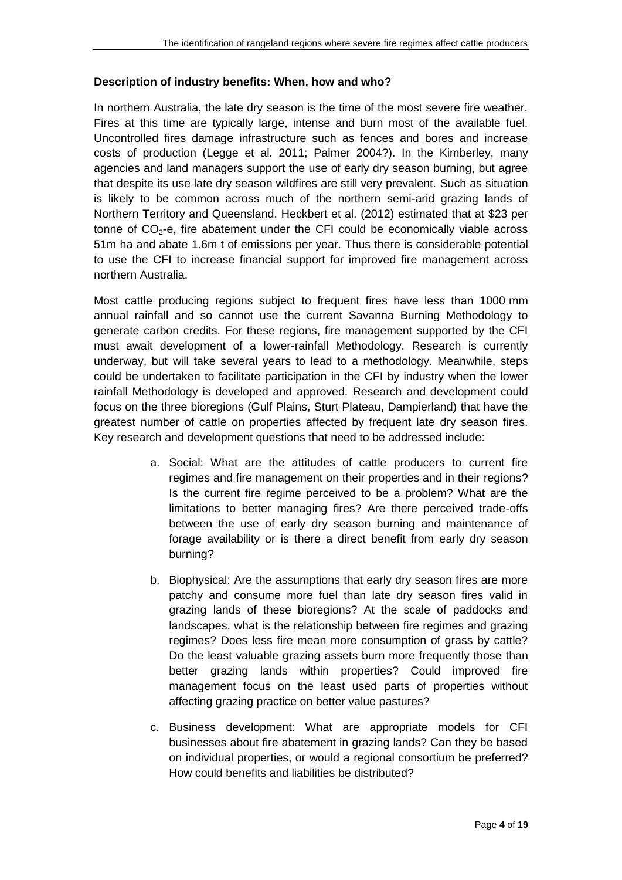**Description of industry benefits: When, how and who?**

In northern Australia, the late dry season is the time of the most severe fire weather. Fires at this time are typically large, intense and burn most of the available fuel. Uncontrolled fires damage infrastructure such as fences and bores and increase costs of production (Legge et al. 2011; Palmer 2004?). In the Kimberley, many agencies and land managers support the use of early dry season burning, but agree that despite its use late dry season wildfires are still very prevalent. Such as situation is likely to be common across much of the northern semi-arid grazing lands of Northern Territory and Queensland. Heckbert et al. (2012) estimated that at $23 per tonne of $CO_2$-e, fire abatement under the CFI could be economically viable across 51m ha and abate 1.6m t of emissions per year. Thus there is considerable potential to use the CFI to increase financial support for improved fire management across northern Australia.

Most cattle producing regions subject to frequent fires have less than 1000 mm annual rainfall and so cannot use the current Savanna Burning Methodology to generate carbon credits. For these regions, fire management supported by the CFI must await development of a lower-rainfall Methodology. Research is currently underway, but will take several years to lead to a methodology. Meanwhile, steps could be undertaken to facilitate participation in the CFI by industry when the lower rainfall Methodology is developed and approved. Research and development could focus on the three bioregions (Gulf Plains, Sturt Plateau, Dampierland) that have the greatest number of cattle on properties affected by frequent late dry season fires. Key research and development questions that need to be addressed include:

a. Social: What are the attitudes of cattle producers to current fire regimes and fire management on their properties and in their regions? Is the current fire regime perceived to be a problem? What are the limitations to better managing fires? Are there perceived trade-offs between the use of early dry season burning and maintenance of forage availability or is there a direct benefit from early dry season burning?

b. Biophysical: Are the assumptions that early dry season fires are more patchy and consume more fuel than late dry season fires valid in grazing lands of these bioregions? At the scale of paddocks and landscapes, what is the relationship between fire regimes and grazing regimes? Does less fire mean more consumption of grass by cattle? Do the least valuable grazing assets burn more frequently those than better grazing lands within properties? Could improved fire management focus on the least used parts of properties without affecting grazing practice on better value pastures?

c. Business development: What are appropriate models for CFI businesses about fire abatement in grazing lands? Can they be based on individual properties, or would a regional consortium be preferred? How could benefits and liabilities be distributed?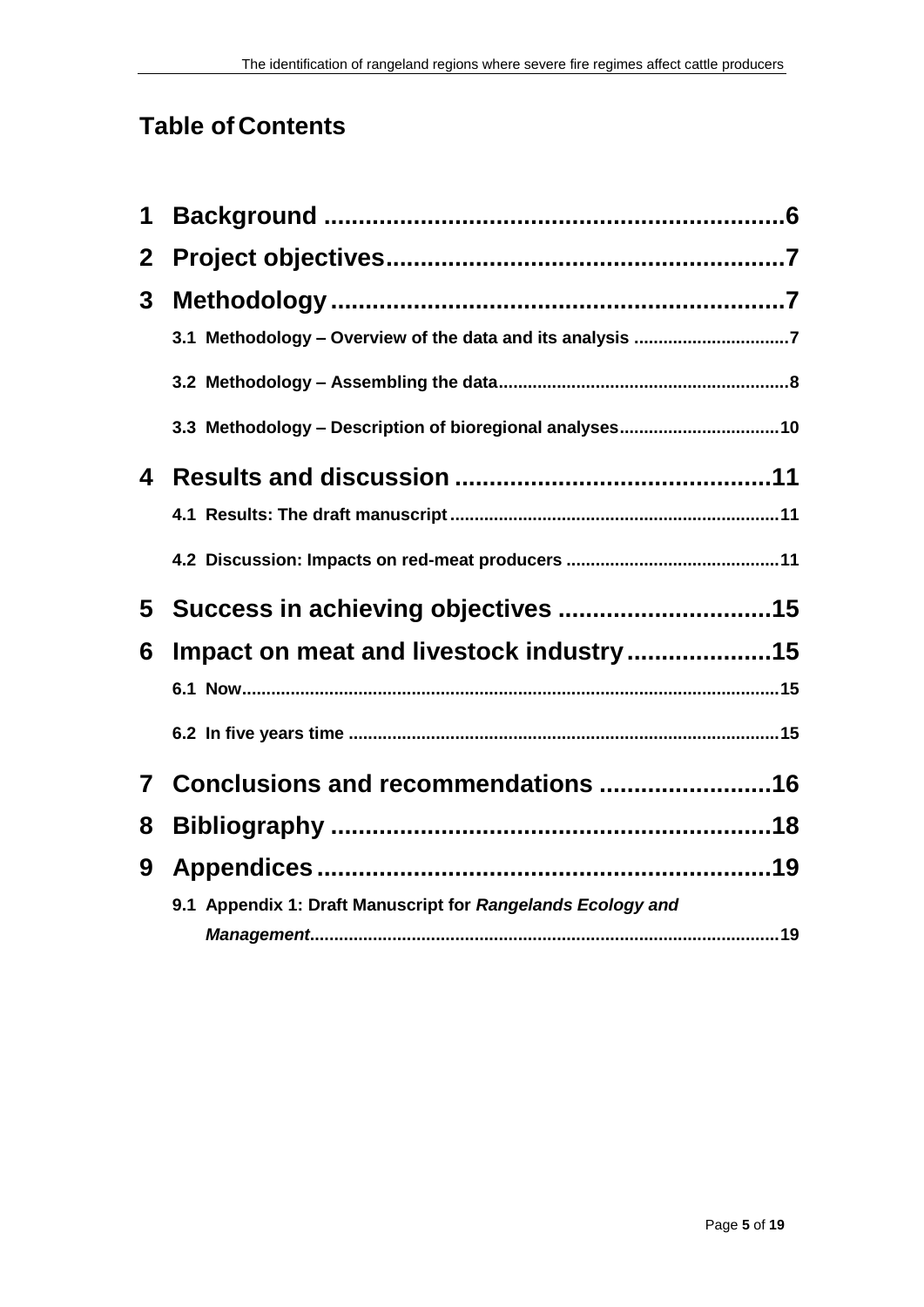# Table of Contents

**1 Background** .................................................................6

**2 Project objectives**.........................................................7

**3 Methodology**.................................................................7

- **3.1 Methodology – Overview of the data and its analysis** ................................7
- **3.2 Methodology – Assembling the data**...........................................................8
- **3.3 Methodology – Description of bioregional analyses**.................................10

**4 Results and discussion** .............................................11

- **4.1 Results: The draft manuscript**...................................................................11
- **4.2 Discussion: Impacts on red-meat producers** ...........................................11

**5 Success in achieving objectives** ..............................15

**6 Impact on meat and livestock industry**....................15

- **6.1 Now**..............................................................................................................15
- **6.2 In five years time** ........................................................................................15

**7 Conclusions and recommendations** .........................16

**8 Bibliography** ...............................................................18

**9 Appendices**.................................................................19

- **9.1 Appendix 1: Draft Manuscript for *Rangelands Ecology and Management***................................................................................................19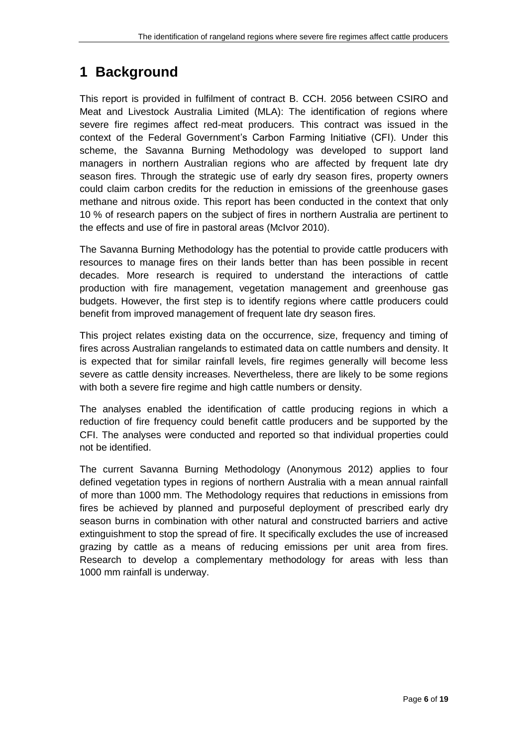# 1 Background

This report is provided in fulfilment of contract B. CCH. 2056 between CSIRO and Meat and Livestock Australia Limited (MLA): The identification of regions where severe fire regimes affect red-meat producers. This contract was issued in the context of the Federal Government's Carbon Farming Initiative (CFI). Under this scheme, the Savanna Burning Methodology was developed to support land managers in northern Australian regions who are affected by frequent late dry season fires. Through the strategic use of early dry season fires, property owners could claim carbon credits for the reduction in emissions of the greenhouse gases methane and nitrous oxide. This report has been conducted in the context that only 10 % of research papers on the subject of fires in northern Australia are pertinent to the effects and use of fire in pastoral areas (McIvor 2010).

The Savanna Burning Methodology has the potential to provide cattle producers with resources to manage fires on their lands better than has been possible in recent decades. More research is required to understand the interactions of cattle production with fire management, vegetation management and greenhouse gas budgets. However, the first step is to identify regions where cattle producers could benefit from improved management of frequent late dry season fires.

This project relates existing data on the occurrence, size, frequency and timing of fires across Australian rangelands to estimated data on cattle numbers and density. It is expected that for similar rainfall levels, fire regimes generally will become less severe as cattle density increases. Nevertheless, there are likely to be some regions with both a severe fire regime and high cattle numbers or density.

The analyses enabled the identification of cattle producing regions in which a reduction of fire frequency could benefit cattle producers and be supported by the CFI. The analyses were conducted and reported so that individual properties could not be identified.

The current Savanna Burning Methodology (Anonymous 2012) applies to four defined vegetation types in regions of northern Australia with a mean annual rainfall of more than 1000 mm. The Methodology requires that reductions in emissions from fires be achieved by planned and purposeful deployment of prescribed early dry season burns in combination with other natural and constructed barriers and active extinguishment to stop the spread of fire. It specifically excludes the use of increased grazing by cattle as a means of reducing emissions per unit area from fires. Research to develop a complementary methodology for areas with less than 1000 mm rainfall is underway.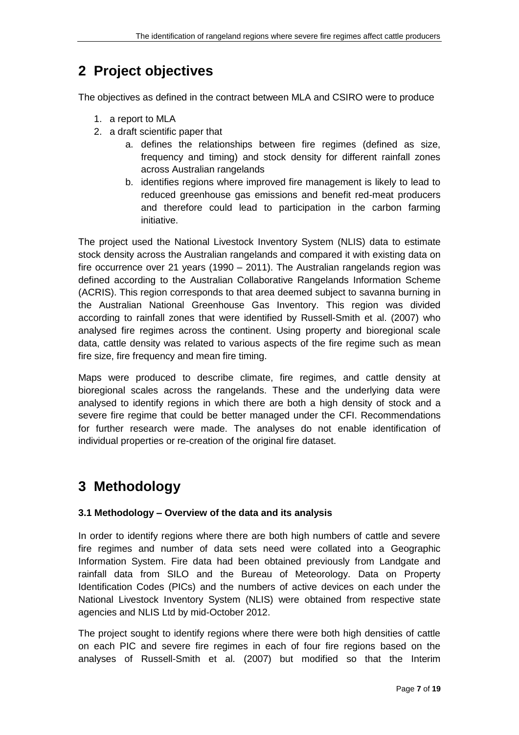## 2 Project objectives

The objectives as defined in the contract between MLA and CSIRO were to produce

1. a report to MLA
2. a draft scientific paper that
   a. defines the relationships between fire regimes (defined as size, frequency and timing) and stock density for different rainfall zones across Australian rangelands
   b. identifies regions where improved fire management is likely to lead to reduced greenhouse gas emissions and benefit red-meat producers and therefore could lead to participation in the carbon farming initiative.

The project used the National Livestock Inventory System (NLIS) data to estimate stock density across the Australian rangelands and compared it with existing data on fire occurrence over 21 years (1990 – 2011). The Australian rangelands region was defined according to the Australian Collaborative Rangelands Information Scheme (ACRIS). This region corresponds to that area deemed subject to savanna burning in the Australian National Greenhouse Gas Inventory. This region was divided according to rainfall zones that were identified by Russell-Smith et al. (2007) who analysed fire regimes across the continent. Using property and bioregional scale data, cattle density was related to various aspects of the fire regime such as mean fire size, fire frequency and mean fire timing.

Maps were produced to describe climate, fire regimes, and cattle density at bioregional scales across the rangelands. These and the underlying data were analysed to identify regions in which there are both a high density of stock and a severe fire regime that could be better managed under the CFI. Recommendations for further research were made. The analyses do not enable identification of individual properties or re-creation of the original fire dataset.

## 3 Methodology

### 3.1 Methodology – Overview of the data and its analysis

In order to identify regions where there are both high numbers of cattle and severe fire regimes and number of data sets need were collated into a Geographic Information System. Fire data had been obtained previously from Landgate and rainfall data from SILO and the Bureau of Meteorology. Data on Property Identification Codes (PICs) and the numbers of active devices on each under the National Livestock Inventory System (NLIS) were obtained from respective state agencies and NLIS Ltd by mid-October 2012.

The project sought to identify regions where there were both high densities of cattle on each PIC and severe fire regimes in each of four fire regions based on the analyses of Russell-Smith et al. (2007) but modified so that the Interim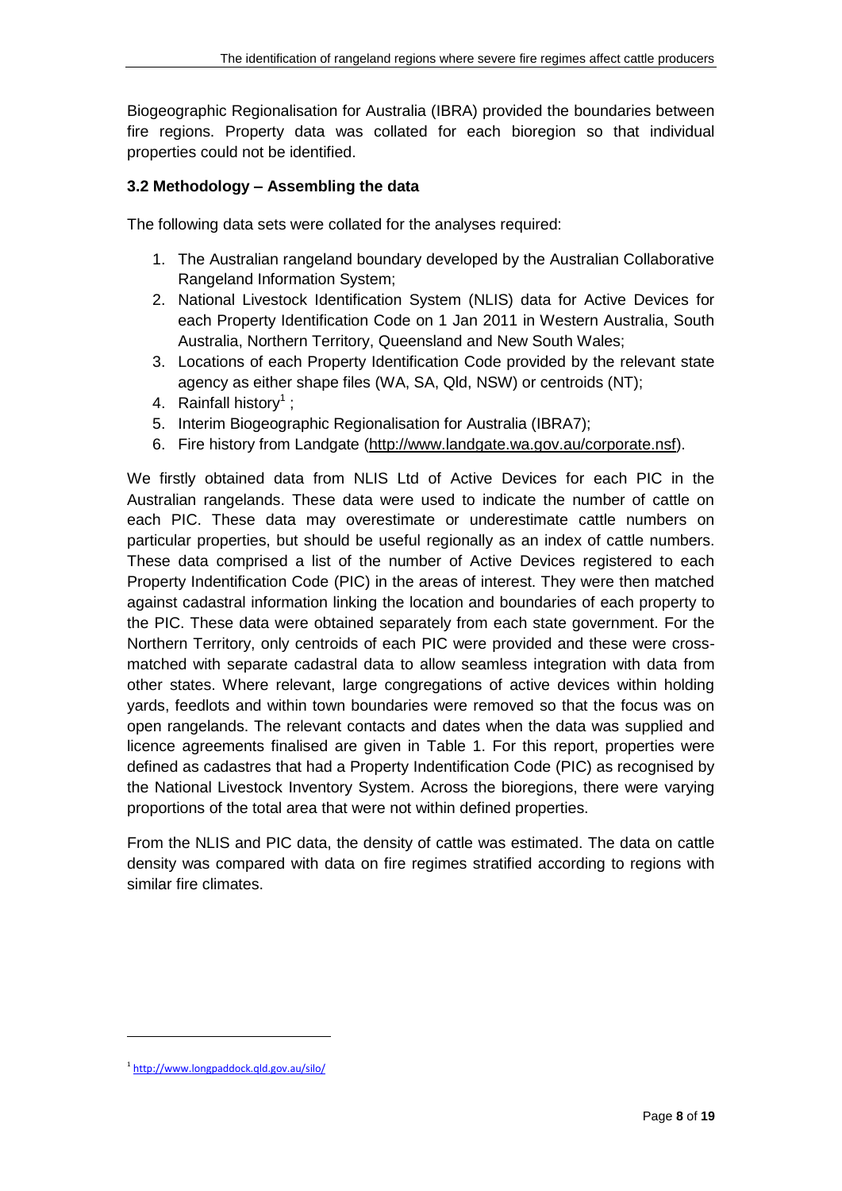Biogeographic Regionalisation for Australia (IBRA) provided the boundaries between fire regions. Property data was collated for each bioregion so that individual properties could not be identified.

### 3.2 Methodology – Assembling the data

The following data sets were collated for the analyses required:

1. The Australian rangeland boundary developed by the Australian Collaborative Rangeland Information System;
2. National Livestock Identification System (NLIS) data for Active Devices for each Property Identification Code on 1 Jan 2011 in Western Australia, South Australia, Northern Territory, Queensland and New South Wales;
3. Locations of each Property Identification Code provided by the relevant state agency as either shape files (WA, SA, Qld, NSW) or centroids (NT);
4. Rainfall history[1] ;
5. Interim Biogeographic Regionalisation for Australia (IBRA7);
6. Fire history from Landgate (http://www.landgate.wa.gov.au/corporate.nsf).

We firstly obtained data from NLIS Ltd of Active Devices for each PIC in the Australian rangelands. These data were used to indicate the number of cattle on each PIC. These data may overestimate or underestimate cattle numbers on particular properties, but should be useful regionally as an index of cattle numbers. These data comprised a list of the number of Active Devices registered to each Property Indentification Code (PIC) in the areas of interest. They were then matched against cadastral information linking the location and boundaries of each property to the PIC. These data were obtained separately from each state government. For the Northern Territory, only centroids of each PIC were provided and these were cross-matched with separate cadastral data to allow seamless integration with data from other states. Where relevant, large congregations of active devices within holding yards, feedlots and within town boundaries were removed so that the focus was on open rangelands. The relevant contacts and dates when the data was supplied and licence agreements finalised are given in Table 1. For this report, properties were defined as cadastres that had a Property Indentification Code (PIC) as recognised by the National Livestock Inventory System. Across the bioregions, there were varying proportions of the total area that were not within defined properties.

From the NLIS and PIC data, the density of cattle was estimated. The data on cattle density was compared with data on fire regimes stratified according to regions with similar fire climates.

---

[1] http://www.longpaddock.qld.gov.au/silo/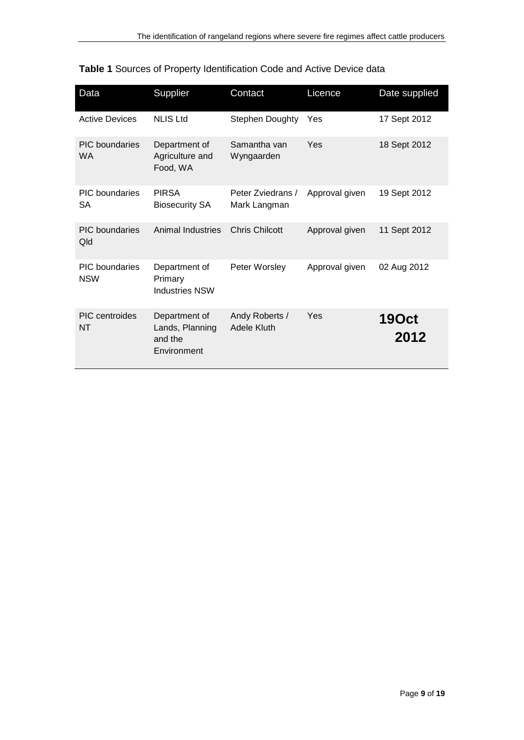**Table 1** Sources of Property Identification Code and Active Device data

| Data | Supplier | Contact | Licence | Date supplied |
|---|---|---|---|---|
| Active Devices | NLIS Ltd | Stephen Doughty | Yes | 17 Sept 2012 |
| PIC boundaries WA | Department of Agriculture and Food, WA | Samantha van Wyngaarden | Yes | 18 Sept 2012 |
| PIC boundaries SA | PIRSA Biosecurity SA | Peter Zviedrans / Mark Langman | Approval given | 19 Sept 2012 |
| PIC boundaries Qld | Animal Industries | Chris Chilcott | Approval given | 11 Sept 2012 |
| PIC boundaries NSW | Department of Primary Industries NSW | Peter Worsley | Approval given | 02 Aug 2012 |
| PIC centroides NT | Department of Lands, Planning and the Environment | Andy Roberts / Adele Kluth | Yes | **19Oct 2012** |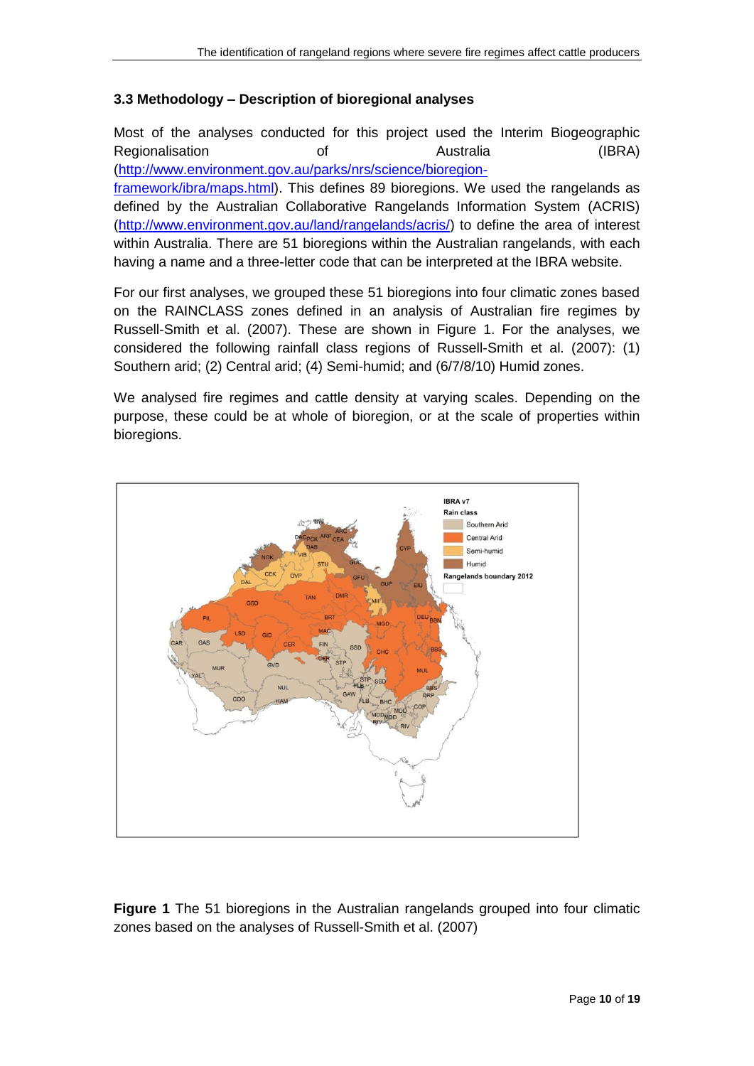### 3.3 Methodology – Description of bioregional analyses

Most of the analyses conducted for this project used the Interim Biogeographic Regionalisation of Australia (IBRA) (http://www.environment.gov.au/parks/nrs/science/bioregion-framework/ibra/maps.html). This defines 89 bioregions. We used the rangelands as defined by the Australian Collaborative Rangelands Information System (ACRIS) (http://www.environment.gov.au/land/rangelands/acris/) to define the area of interest within Australia. There are 51 bioregions within the Australian rangelands, with each having a name and a three-letter code that can be interpreted at the IBRA website.

For our first analyses, we grouped these 51 bioregions into four climatic zones based on the RAINCLASS zones defined in an analysis of Australian fire regimes by Russell-Smith et al. (2007). These are shown in Figure 1. For the analyses, we considered the following rainfall class regions of Russell-Smith et al. (2007): (1) Southern arid; (2) Central arid; (4) Semi-humid; and (6/7/8/10) Humid zones.

We analysed fire regimes and cattle density at varying scales. Depending on the purpose, these could be at whole of bioregion, or at the scale of properties within bioregions.

**Figure 1** The 51 bioregions in the Australian rangelands grouped into four climatic zones based on the analyses of Russell-Smith et al. (2007)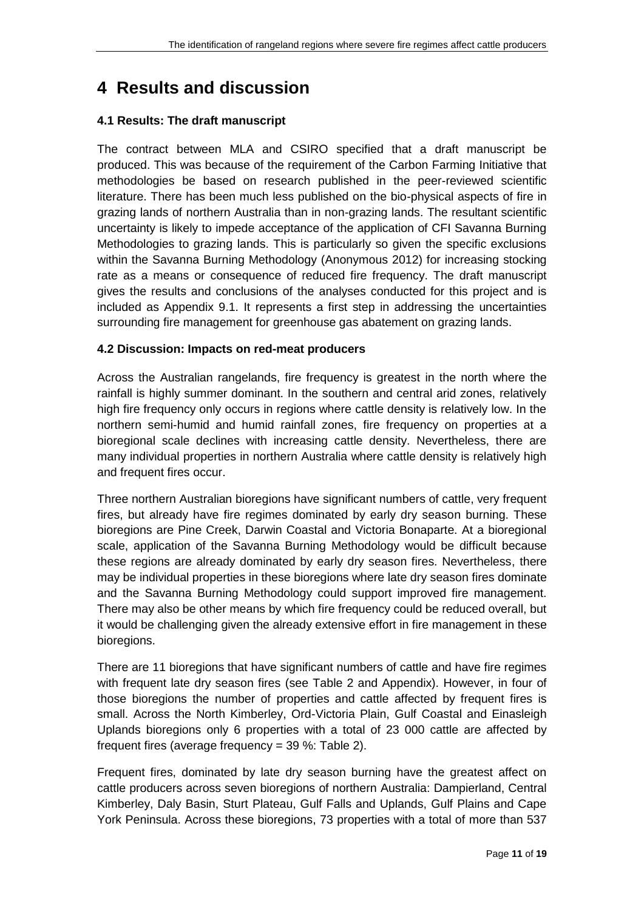# 4 Results and discussion

### 4.1 Results: The draft manuscript

The contract between MLA and CSIRO specified that a draft manuscript be produced. This was because of the requirement of the Carbon Farming Initiative that methodologies be based on research published in the peer-reviewed scientific literature. There has been much less published on the bio-physical aspects of fire in grazing lands of northern Australia than in non-grazing lands. The resultant scientific uncertainty is likely to impede acceptance of the application of CFI Savanna Burning Methodologies to grazing lands. This is particularly so given the specific exclusions within the Savanna Burning Methodology (Anonymous 2012) for increasing stocking rate as a means or consequence of reduced fire frequency. The draft manuscript gives the results and conclusions of the analyses conducted for this project and is included as Appendix 9.1. It represents a first step in addressing the uncertainties surrounding fire management for greenhouse gas abatement on grazing lands.

### 4.2 Discussion: Impacts on red-meat producers

Across the Australian rangelands, fire frequency is greatest in the north where the rainfall is highly summer dominant. In the southern and central arid zones, relatively high fire frequency only occurs in regions where cattle density is relatively low. In the northern semi-humid and humid rainfall zones, fire frequency on properties at a bioregional scale declines with increasing cattle density. Nevertheless, there are many individual properties in northern Australia where cattle density is relatively high and frequent fires occur.

Three northern Australian bioregions have significant numbers of cattle, very frequent fires, but already have fire regimes dominated by early dry season burning. These bioregions are Pine Creek, Darwin Coastal and Victoria Bonaparte. At a bioregional scale, application of the Savanna Burning Methodology would be difficult because these regions are already dominated by early dry season fires. Nevertheless, there may be individual properties in these bioregions where late dry season fires dominate and the Savanna Burning Methodology could support improved fire management. There may also be other means by which fire frequency could be reduced overall, but it would be challenging given the already extensive effort in fire management in these bioregions.

There are 11 bioregions that have significant numbers of cattle and have fire regimes with frequent late dry season fires (see Table 2 and Appendix). However, in four of those bioregions the number of properties and cattle affected by frequent fires is small. Across the North Kimberley, Ord-Victoria Plain, Gulf Coastal and Einasleigh Uplands bioregions only 6 properties with a total of 23 000 cattle are affected by frequent fires (average frequency = 39 %: Table 2).

Frequent fires, dominated by late dry season burning have the greatest affect on cattle producers across seven bioregions of northern Australia: Dampierland, Central Kimberley, Daly Basin, Sturt Plateau, Gulf Falls and Uplands, Gulf Plains and Cape York Peninsula. Across these bioregions, 73 properties with a total of more than 537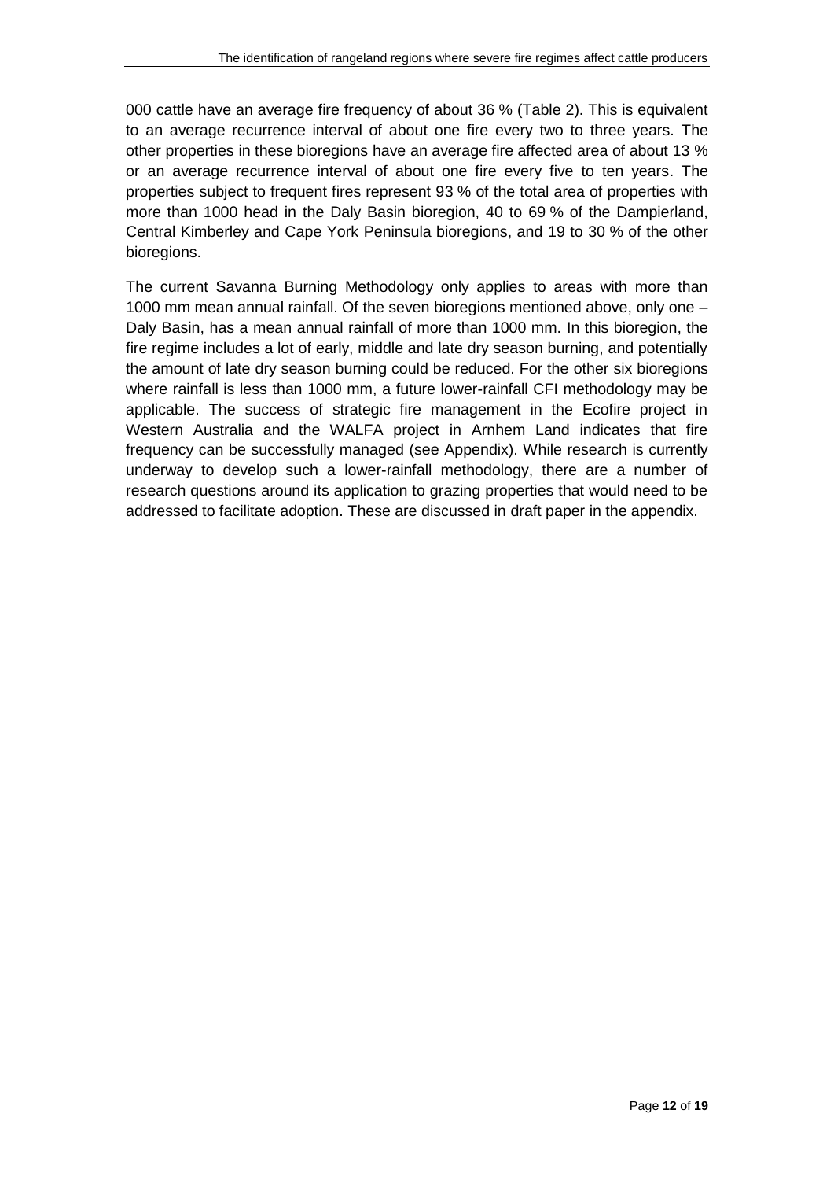000 cattle have an average fire frequency of about 36 % (Table 2). This is equivalent to an average recurrence interval of about one fire every two to three years. The other properties in these bioregions have an average fire affected area of about 13 % or an average recurrence interval of about one fire every five to ten years. The properties subject to frequent fires represent 93 % of the total area of properties with more than 1000 head in the Daly Basin bioregion, 40 to 69 % of the Dampierland, Central Kimberley and Cape York Peninsula bioregions, and 19 to 30 % of the other bioregions.

The current Savanna Burning Methodology only applies to areas with more than 1000 mm mean annual rainfall. Of the seven bioregions mentioned above, only one – Daly Basin, has a mean annual rainfall of more than 1000 mm. In this bioregion, the fire regime includes a lot of early, middle and late dry season burning, and potentially the amount of late dry season burning could be reduced. For the other six bioregions where rainfall is less than 1000 mm, a future lower-rainfall CFI methodology may be applicable. The success of strategic fire management in the Ecofire project in Western Australia and the WALFA project in Arnhem Land indicates that fire frequency can be successfully managed (see Appendix). While research is currently underway to develop such a lower-rainfall methodology, there are a number of research questions around its application to grazing properties that would need to be addressed to facilitate adoption. These are discussed in draft paper in the appendix.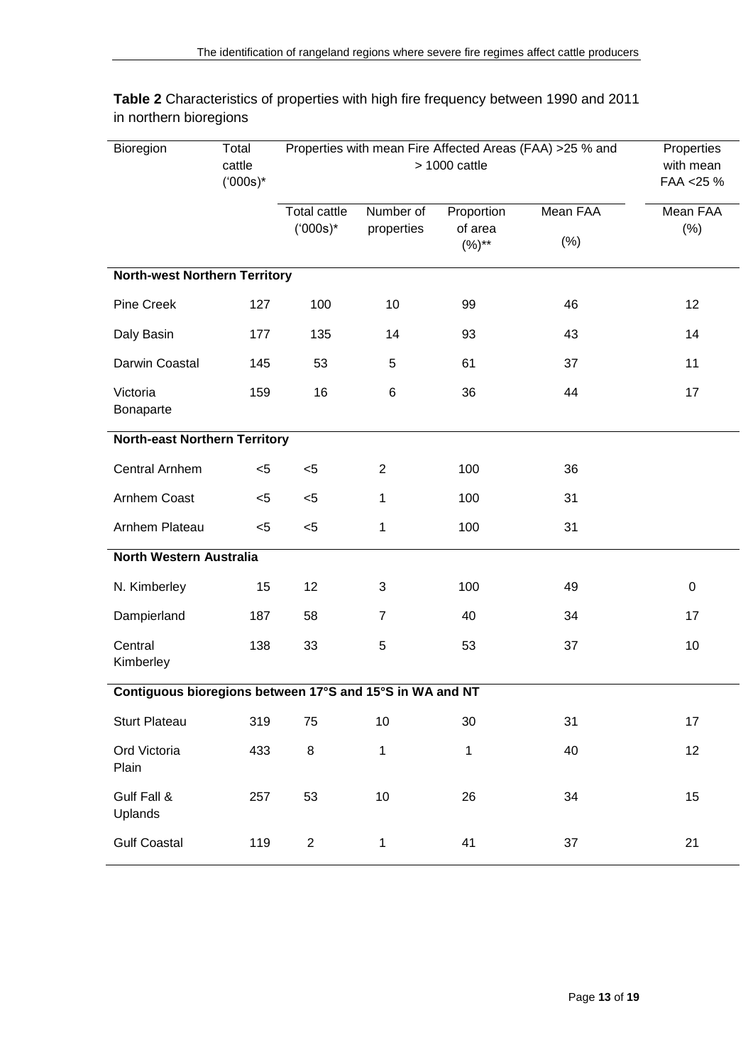**Table 2** Characteristics of properties with high fire frequency between 1990 and 2011 in northern bioregions

| Bioregion | Total cattle ('000s)* | Properties with mean Fire Affected Areas (FAA) >25 % and > 1000 cattle | | | | Properties with mean FAA <25 % |
|---|---|---|---|---|---|---|
| | | Total cattle ('000s)* | Number of properties | Proportion of area (%)** | Mean FAA (%) | Mean FAA (%) |
| **North-west Northern Territory** | | | | | | |
| Pine Creek | 127 | 100 | 10 | 99 | 46 | 12 |
| Daly Basin | 177 | 135 | 14 | 93 | 43 | 14 |
| Darwin Coastal | 145 | 53 | 5 | 61 | 37 | 11 |
| Victoria Bonaparte | 159 | 16 | 6 | 36 | 44 | 17 |
| **North-east Northern Territory** | | | | | | |
| Central Arnhem | <5 | <5 | 2 | 100 | 36 | |
| Arnhem Coast | <5 | <5 | 1 | 100 | 31 | |
| Arnhem Plateau | <5 | <5 | 1 | 100 | 31 | |
| **North Western Australia** | | | | | | |
| N. Kimberley | 15 | 12 | 3 | 100 | 49 | 0 |
| Dampierland | 187 | 58 | 7 | 40 | 34 | 17 |
| Central Kimberley | 138 | 33 | 5 | 53 | 37 | 10 |
| **Contiguous bioregions between 17°S and 15°S in WA and NT** | | | | | | |
| Sturt Plateau | 319 | 75 | 10 | 30 | 31 | 17 |
| Ord Victoria Plain | 433 | 8 | 1 | 1 | 40 | 12 |
| Gulf Fall & Uplands | 257 | 53 | 10 | 26 | 34 | 15 |
| Gulf Coastal | 119 | 2 | 1 | 41 | 37 | 21 |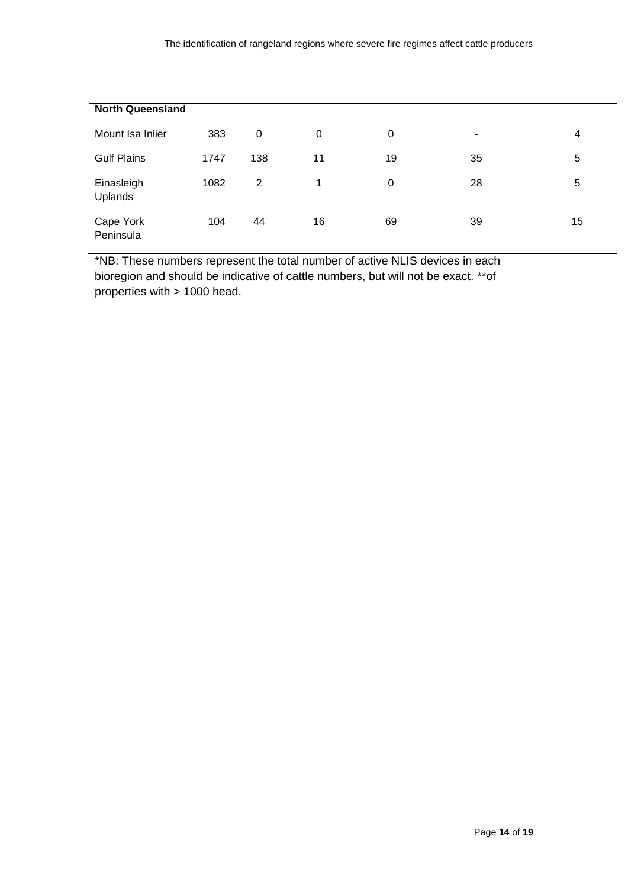| North Queensland | | | | | | |
|---|---|---|---|---|---|---|
| Mount Isa Inlier | 383 | 0 | 0 | 0 | - | 4 |
| Gulf Plains | 1747 | 138 | 11 | 19 | 35 | 5 |
| Einasleigh Uplands | 1082 | 2 | 1 | 0 | 28 | 5 |
| Cape York Peninsula | 104 | 44 | 16 | 69 | 39 | 15 |

*NB: These numbers represent the total number of active NLIS devices in each bioregion and should be indicative of cattle numbers, but will not be exact. **of properties with > 1000 head.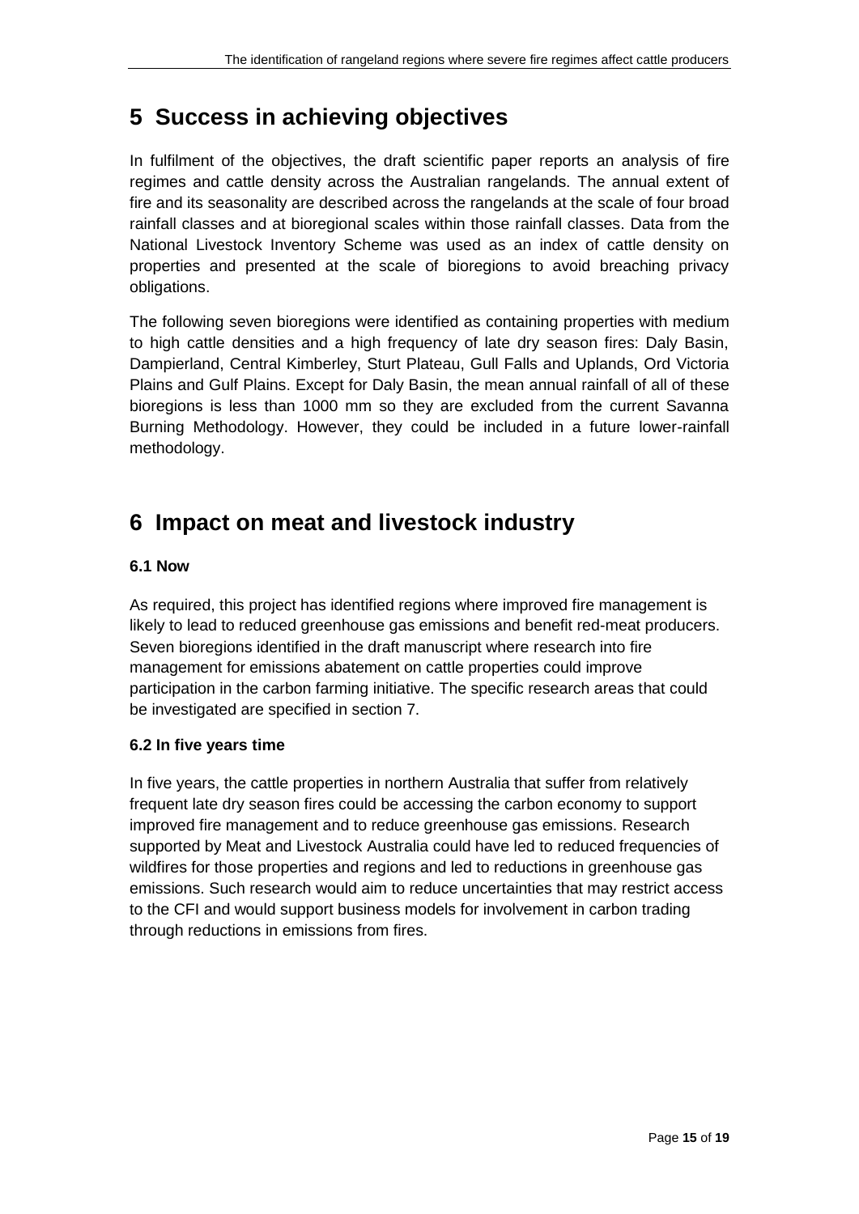# 5 Success in achieving objectives

In fulfilment of the objectives, the draft scientific paper reports an analysis of fire regimes and cattle density across the Australian rangelands. The annual extent of fire and its seasonality are described across the rangelands at the scale of four broad rainfall classes and at bioregional scales within those rainfall classes. Data from the National Livestock Inventory Scheme was used as an index of cattle density on properties and presented at the scale of bioregions to avoid breaching privacy obligations.

The following seven bioregions were identified as containing properties with medium to high cattle densities and a high frequency of late dry season fires: Daly Basin, Dampierland, Central Kimberley, Sturt Plateau, Gull Falls and Uplands, Ord Victoria Plains and Gulf Plains. Except for Daly Basin, the mean annual rainfall of all of these bioregions is less than 1000 mm so they are excluded from the current Savanna Burning Methodology. However, they could be included in a future lower-rainfall methodology.

# 6 Impact on meat and livestock industry

### 6.1 Now

As required, this project has identified regions where improved fire management is likely to lead to reduced greenhouse gas emissions and benefit red-meat producers. Seven bioregions identified in the draft manuscript where research into fire management for emissions abatement on cattle properties could improve participation in the carbon farming initiative. The specific research areas that could be investigated are specified in section 7.

### 6.2 In five years time

In five years, the cattle properties in northern Australia that suffer from relatively frequent late dry season fires could be accessing the carbon economy to support improved fire management and to reduce greenhouse gas emissions. Research supported by Meat and Livestock Australia could have led to reduced frequencies of wildfires for those properties and regions and led to reductions in greenhouse gas emissions. Such research would aim to reduce uncertainties that may restrict access to the CFI and would support business models for involvement in carbon trading through reductions in emissions from fires.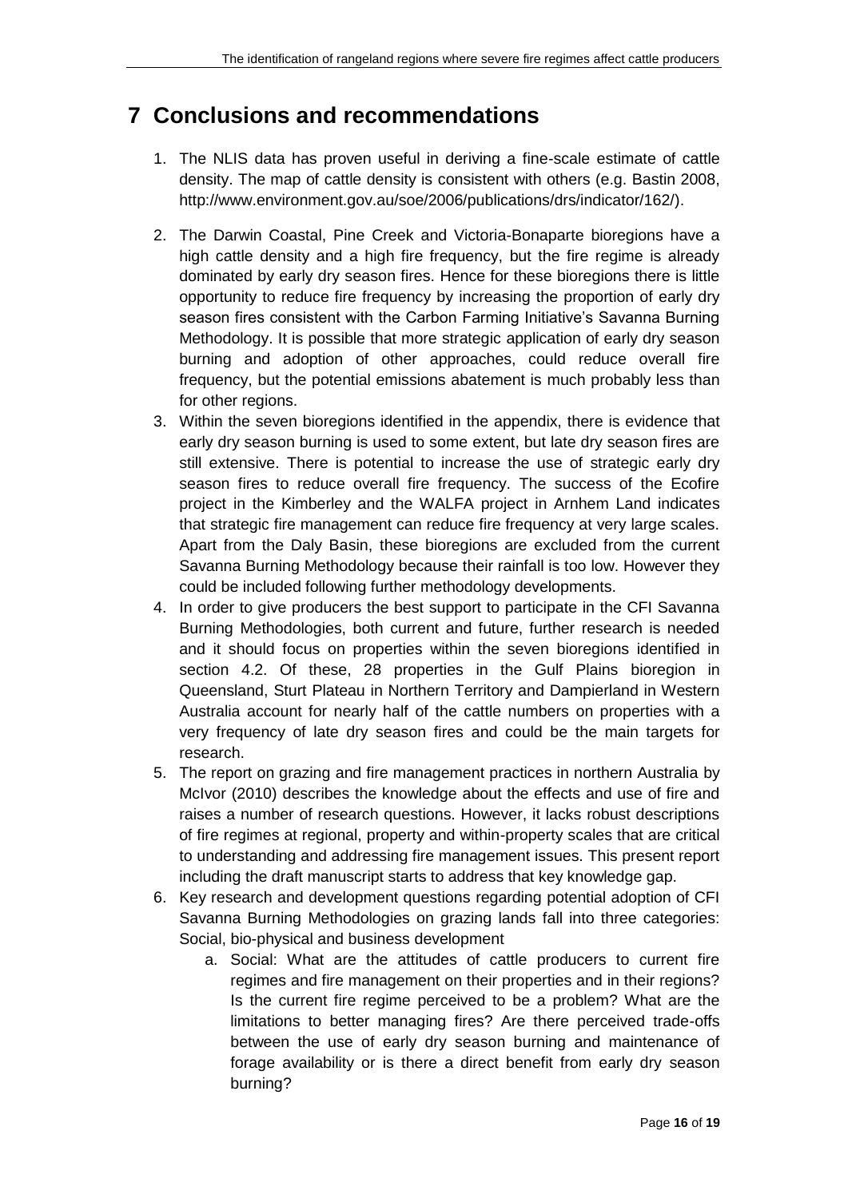# 7 Conclusions and recommendations

1. The NLIS data has proven useful in deriving a fine-scale estimate of cattle density. The map of cattle density is consistent with others (e.g. Bastin 2008, http://www.environment.gov.au/soe/2006/publications/drs/indicator/162/).
2. The Darwin Coastal, Pine Creek and Victoria-Bonaparte bioregions have a high cattle density and a high fire frequency, but the fire regime is already dominated by early dry season fires. Hence for these bioregions there is little opportunity to reduce fire frequency by increasing the proportion of early dry season fires consistent with the Carbon Farming Initiative's Savanna Burning Methodology. It is possible that more strategic application of early dry season burning and adoption of other approaches, could reduce overall fire frequency, but the potential emissions abatement is much probably less than for other regions.
3. Within the seven bioregions identified in the appendix, there is evidence that early dry season burning is used to some extent, but late dry season fires are still extensive. There is potential to increase the use of strategic early dry season fires to reduce overall fire frequency. The success of the Ecofire project in the Kimberley and the WALFA project in Arnhem Land indicates that strategic fire management can reduce fire frequency at very large scales. Apart from the Daly Basin, these bioregions are excluded from the current Savanna Burning Methodology because their rainfall is too low. However they could be included following further methodology developments.
4. In order to give producers the best support to participate in the CFI Savanna Burning Methodologies, both current and future, further research is needed and it should focus on properties within the seven bioregions identified in section 4.2. Of these, 28 properties in the Gulf Plains bioregion in Queensland, Sturt Plateau in Northern Territory and Dampierland in Western Australia account for nearly half of the cattle numbers on properties with a very frequency of late dry season fires and could be the main targets for research.
5. The report on grazing and fire management practices in northern Australia by McIvor (2010) describes the knowledge about the effects and use of fire and raises a number of research questions. However, it lacks robust descriptions of fire regimes at regional, property and within-property scales that are critical to understanding and addressing fire management issues. This present report including the draft manuscript starts to address that key knowledge gap.
6. Key research and development questions regarding potential adoption of CFI Savanna Burning Methodologies on grazing lands fall into three categories: Social, bio-physical and business development
    a. Social: What are the attitudes of cattle producers to current fire regimes and fire management on their properties and in their regions? Is the current fire regime perceived to be a problem? What are the limitations to better managing fires? Are there perceived trade-offs between the use of early dry season burning and maintenance of forage availability or is there a direct benefit from early dry season burning?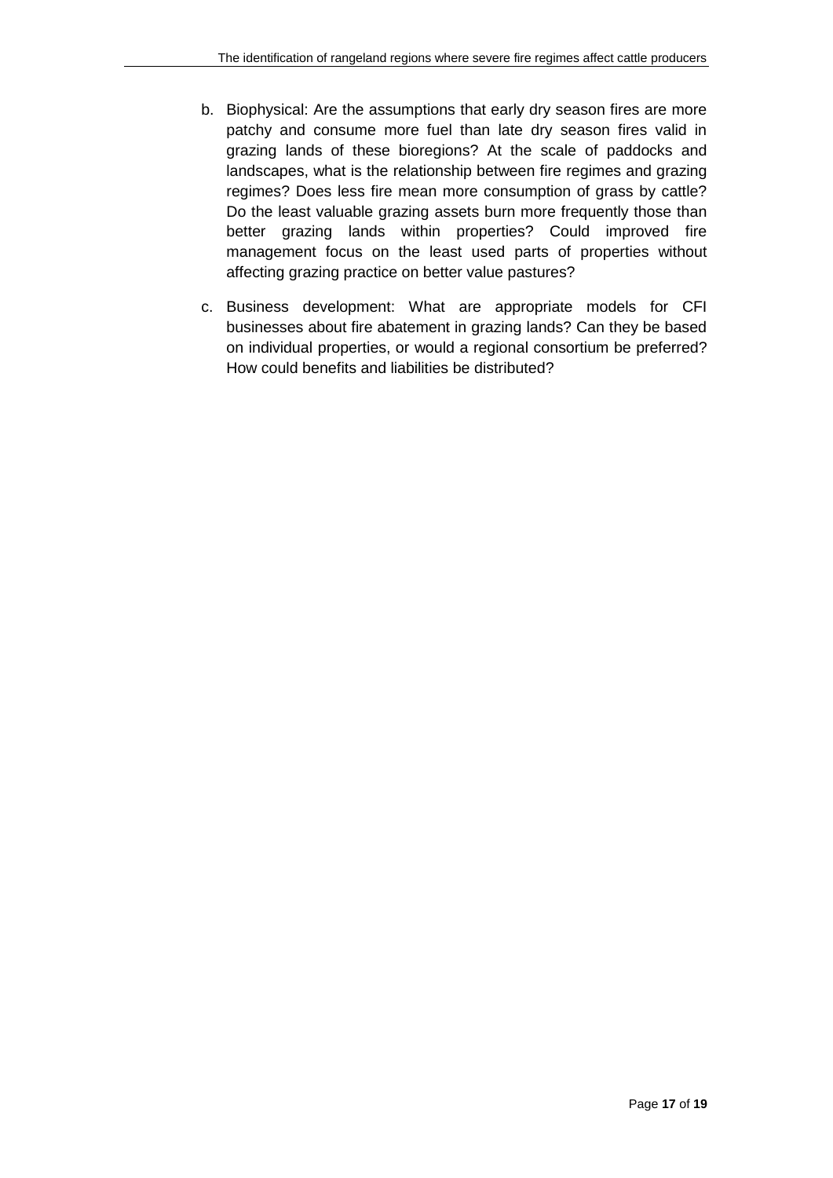b. Biophysical: Are the assumptions that early dry season fires are more patchy and consume more fuel than late dry season fires valid in grazing lands of these bioregions? At the scale of paddocks and landscapes, what is the relationship between fire regimes and grazing regimes? Does less fire mean more consumption of grass by cattle? Do the least valuable grazing assets burn more frequently those than better grazing lands within properties? Could improved fire management focus on the least used parts of properties without affecting grazing practice on better value pastures?

c. Business development: What are appropriate models for CFI businesses about fire abatement in grazing lands? Can they be based on individual properties, or would a regional consortium be preferred? How could benefits and liabilities be distributed?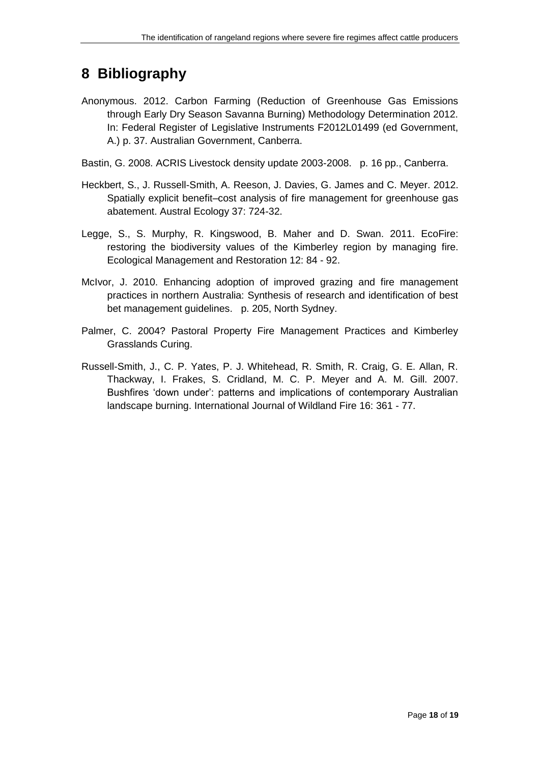# 8 Bibliography

Anonymous. 2012. Carbon Farming (Reduction of Greenhouse Gas Emissions through Early Dry Season Savanna Burning) Methodology Determination 2012. In: Federal Register of Legislative Instruments F2012L01499 (ed Government, A.) p. 37. Australian Government, Canberra.

Bastin, G. 2008. ACRIS Livestock density update 2003-2008. p. 16 pp., Canberra.

Heckbert, S., J. Russell-Smith, A. Reeson, J. Davies, G. James and C. Meyer. 2012. Spatially explicit benefit–cost analysis of fire management for greenhouse gas abatement. Austral Ecology 37: 724-32.

Legge, S., S. Murphy, R. Kingswood, B. Maher and D. Swan. 2011. EcoFire: restoring the biodiversity values of the Kimberley region by managing fire. Ecological Management and Restoration 12: 84 - 92.

McIvor, J. 2010. Enhancing adoption of improved grazing and fire management practices in northern Australia: Synthesis of research and identification of best bet management guidelines. p. 205, North Sydney.

Palmer, C. 2004? Pastoral Property Fire Management Practices and Kimberley Grasslands Curing.

Russell-Smith, J., C. P. Yates, P. J. Whitehead, R. Smith, R. Craig, G. E. Allan, R. Thackway, I. Frakes, S. Cridland, M. C. P. Meyer and A. M. Gill. 2007. Bushfires 'down under': patterns and implications of contemporary Australian landscape burning. International Journal of Wildland Fire 16: 361 - 77.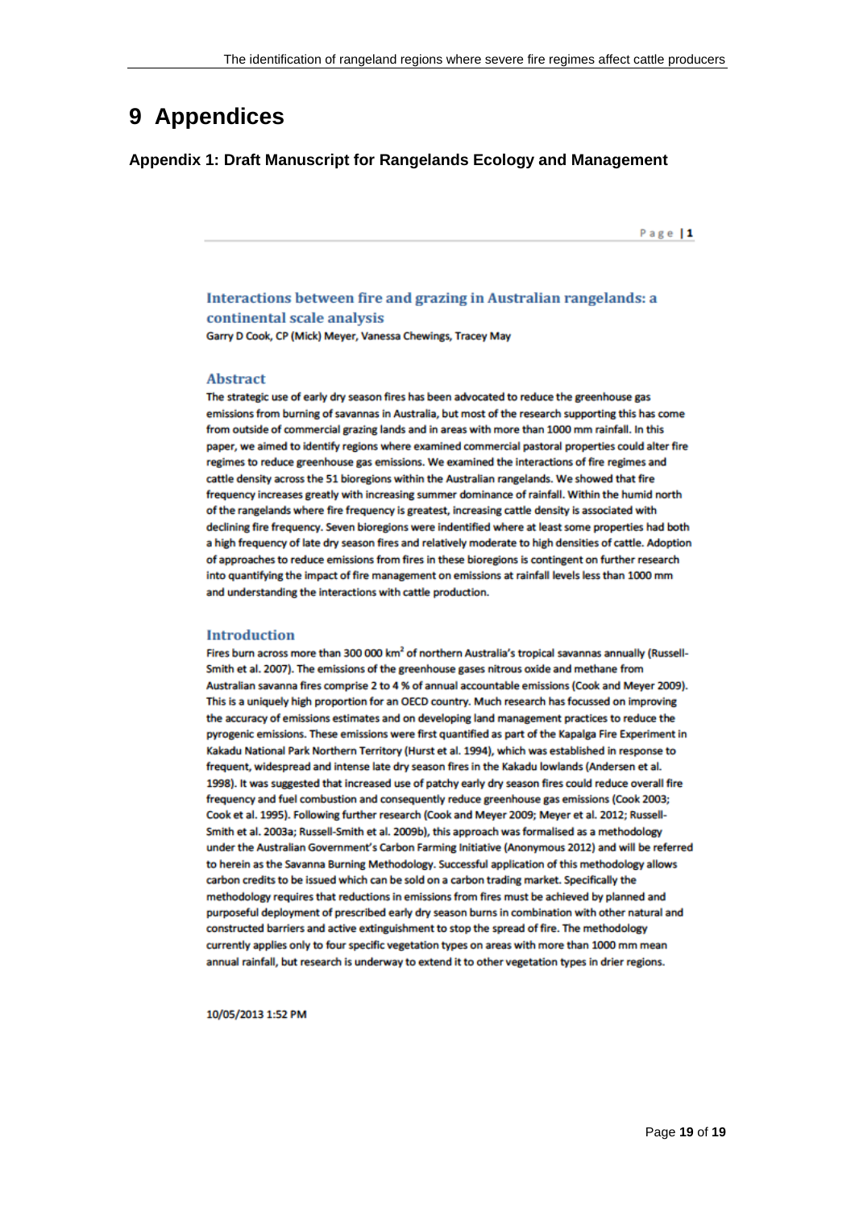# 9 Appendices

## Appendix 1: Draft Manuscript for Rangelands Ecology and Management

### Interactions between fire and grazing in Australian rangelands: a continental scale analysis

Garry D Cook, CP (Mick) Meyer, Vanessa Chewings, Tracey May

#### Abstract

The strategic use of early dry season fires has been advocated to reduce the greenhouse gas emissions from burning of savannas in Australia, but most of the research supporting this has come from outside of commercial grazing lands and in areas with more than 1000 mm rainfall. In this paper, we aimed to identify regions where examined commercial pastoral properties could alter fire regimes to reduce greenhouse gas emissions. We examined the interactions of fire regimes and cattle density across the 51 bioregions within the Australian rangelands. We showed that fire frequency increases greatly with increasing summer dominance of rainfall. Within the humid north of the rangelands where fire frequency is greatest, increasing cattle density is associated with declining fire frequency. Seven bioregions were indentified where at least some properties had both a high frequency of late dry season fires and relatively moderate to high densities of cattle. Adoption of approaches to reduce emissions from fires in these bioregions is contingent on further research into quantifying the impact of fire management on emissions at rainfall levels less than 1000 mm and understanding the interactions with cattle production.

#### Introduction

Fires burn across more than 300 000 km$^2$ of northern Australia's tropical savannas annually (Russell-Smith et al. 2007). The emissions of the greenhouse gases nitrous oxide and methane from Australian savanna fires comprise 2 to 4 % of annual accountable emissions (Cook and Meyer 2009). This is a uniquely high proportion for an OECD country. Much research has focussed on improving the accuracy of emissions estimates and on developing land management practices to reduce the pyrogenic emissions. These emissions were first quantified as part of the Kapalga Fire Experiment in Kakadu National Park Northern Territory (Hurst et al. 1994), which was established in response to frequent, widespread and intense late dry season fires in the Kakadu lowlands (Andersen et al. 1998). It was suggested that increased use of patchy early dry season fires could reduce overall fire frequency and fuel combustion and consequently reduce greenhouse gas emissions (Cook 2003; Cook et al. 1995). Following further research (Cook and Meyer 2009; Meyer et al. 2012; Russell-Smith et al. 2003a; Russell-Smith et al. 2009b), this approach was formalised as a methodology under the Australian Government's Carbon Farming Initiative (Anonymous 2012) and will be referred to herein as the Savanna Burning Methodology. Successful application of this methodology allows carbon credits to be issued which can be sold on a carbon trading market. Specifically the methodology requires that reductions in emissions from fires must be achieved by planned and purposeful deployment of prescribed early dry season burns in combination with other natural and constructed barriers and active extinguishment to stop the spread of fire. The methodology currently applies only to four specific vegetation types on areas with more than 1000 mm mean annual rainfall, but research is underway to extend it to other vegetation types in drier regions.

10/05/2013 1:52 PM